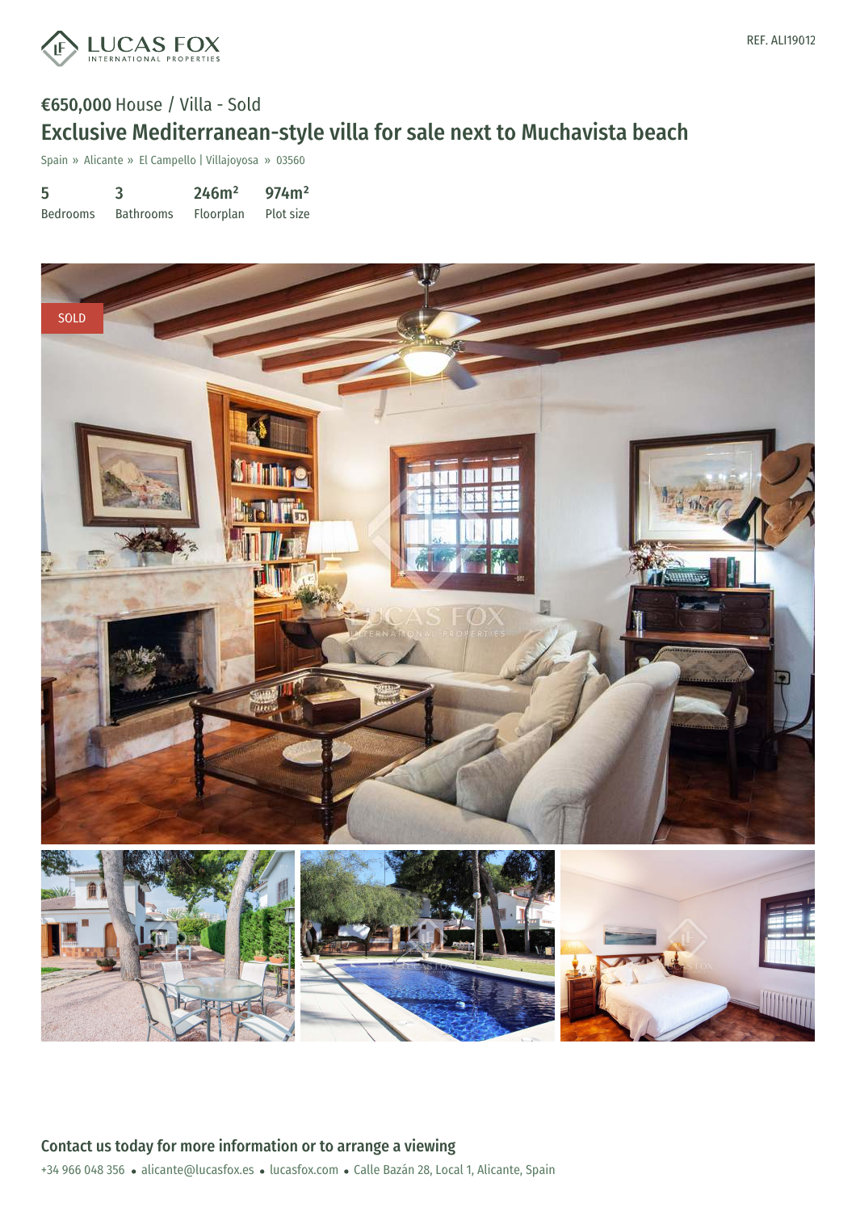LUCAS FOX INTERNATIONAL PROPERTIES

REF. ALI19012

**€650,000** House / Villa - Sold

# Exclusive Mediterranean-style villa for sale next to Muchavista beach

Spain » Alicante » El Campello | Villajoyosa » 03560

| 5 | 3 | 246m² | 974m² |
|---|---|---|---|
| Bedrooms | Bathrooms | Floorplan | Plot size |

SOLD

## Contact us today for more information or to arrange a viewing

+34 966 048 356 • alicante@lucasfox.es • lucasfox.com • Calle Bazán 28, Local 1, Alicante, Spain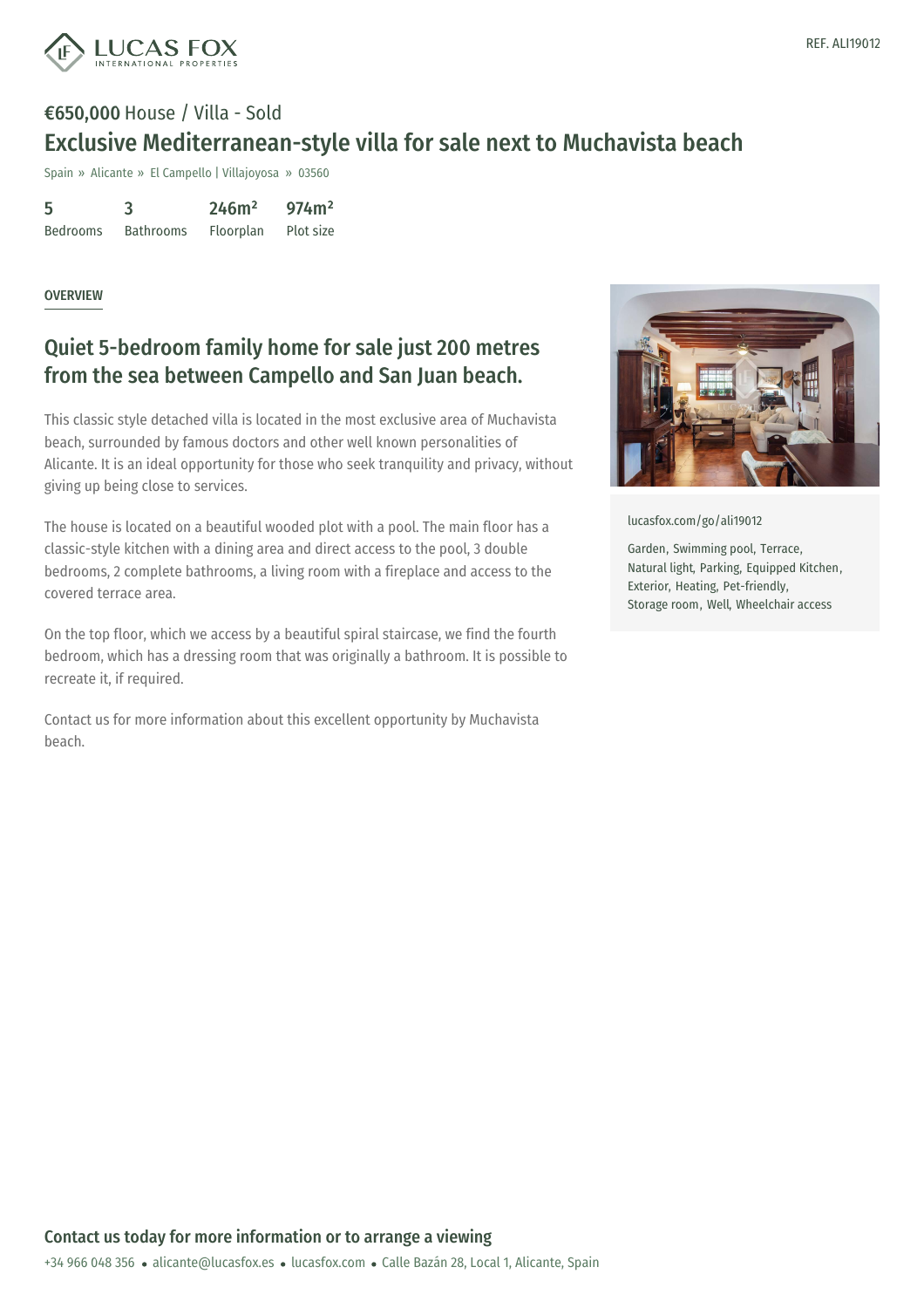REF. ALI19012

**€650,000** House / Villa - Sold

# Exclusive Mediterranean-style villa for sale next to Muchavista beach

Spain » Alicante » El Campello | Villajoyosa » 03560

| 5 | 3 | 246m² | 974m² |
|---|---|---|---|
| Bedrooms | Bathrooms | Floorplan | Plot size |

OVERVIEW

## Quiet 5-bedroom family home for sale just 200 metres from the sea between Campello and San Juan beach.

This classic style detached villa is located in the most exclusive area of Muchavista beach, surrounded by famous doctors and other well known personalities of Alicante. It is an ideal opportunity for those who seek tranquility and privacy, without giving up being close to services.

The house is located on a beautiful wooded plot with a pool. The main floor has a classic-style kitchen with a dining area and direct access to the pool, 3 double bedrooms, 2 complete bathrooms, a living room with a fireplace and access to the covered terrace area.

On the top floor, which we access by a beautiful spiral staircase, we find the fourth bedroom, which has a dressing room that was originally a bathroom. It is possible to recreate it, if required.

Contact us for more information about this excellent opportunity by Muchavista beach.

lucasfox.com/go/ali19012

Garden, Swimming pool, Terrace, Natural light, Parking, Equipped Kitchen, Exterior, Heating, Pet-friendly, Storage room, Well, Wheelchair access

## Contact us today for more information or to arrange a viewing

+34 966 048 356 • alicante@lucasfox.es • lucasfox.com • Calle Bazán 28, Local 1, Alicante, Spain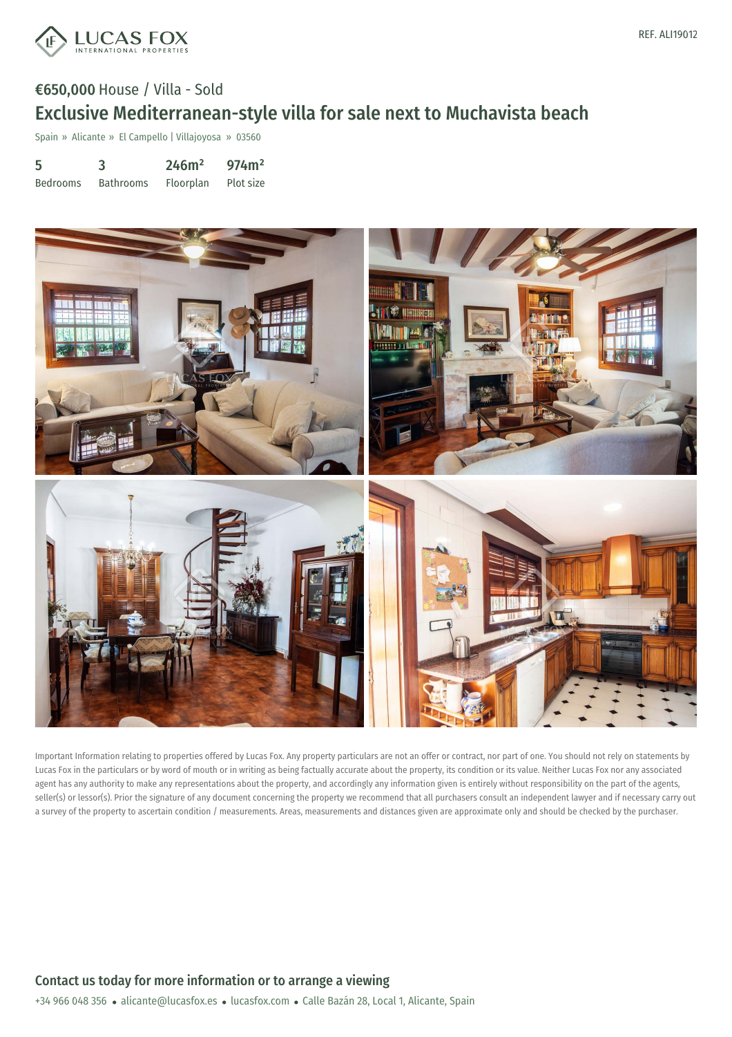REF. ALI19012

**€650,000** House / Villa - Sold

# Exclusive Mediterranean-style villa for sale next to Muchavista beach

Spain » Alicante » El Campello | Villajoyosa » 03560

| 5 | 3 | 246m² | 974m² |
|---|---|---|---|
| Bedrooms | Bathrooms | Floorplan | Plot size |

Important Information relating to properties offered by Lucas Fox. Any property particulars are not an offer or contract, nor part of one. You should not rely on statements by Lucas Fox in the particulars or by word of mouth or in writing as being factually accurate about the property, its condition or its value. Neither Lucas Fox nor any associated agent has any authority to make any representations about the property, and accordingly any information given is entirely without responsibility on the part of the agents, seller(s) or lessor(s). Prior the signature of any document concerning the property we recommend that all purchasers consult an independent lawyer and if necessary carry out a survey of the property to ascertain condition / measurements. Areas, measurements and distances given are approximate only and should be checked by the purchaser.

## Contact us today for more information or to arrange a viewing

+34 966 048 356 • alicante@lucasfox.es • lucasfox.com • Calle Bazán 28, Local 1, Alicante, Spain